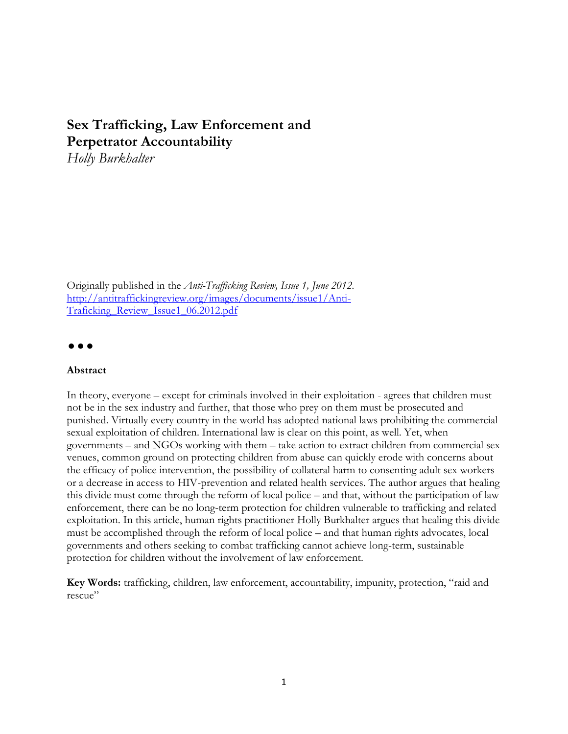# Sex Trafficking, Law Enforcement and Perpetrator Accountability

*Holly Burkhalter*

Originally published in the *Anti-Trafficking Review, Issue 1, June 2012*. [http://antitraffickingreview.org/images/documents/issue1/Anti-Traficking_Review_Issue1_06.2012.pdf](http://antitraffickingreview.org/images/documents/issue1/Anti-Traficking_Review_Issue1_06.2012.pdf)

●●●

**Abstract**

In theory, everyone – except for criminals involved in their exploitation - agrees that children must not be in the sex industry and further, that those who prey on them must be prosecuted and punished. Virtually every country in the world has adopted national laws prohibiting the commercial sexual exploitation of children. International law is clear on this point, as well. Yet, when governments – and NGOs working with them – take action to extract children from commercial sex venues, common ground on protecting children from abuse can quickly erode with concerns about the efficacy of police intervention, the possibility of collateral harm to consenting adult sex workers or a decrease in access to HIV-prevention and related health services. The author argues that healing this divide must come through the reform of local police – and that, without the participation of law enforcement, there can be no long-term protection for children vulnerable to trafficking and related exploitation. In this article, human rights practitioner Holly Burkhalter argues that healing this divide must be accomplished through the reform of local police – and that human rights advocates, local governments and others seeking to combat trafficking cannot achieve long-term, sustainable protection for children without the involvement of law enforcement.

**Key Words:** trafficking, children, law enforcement, accountability, impunity, protection, "raid and rescue"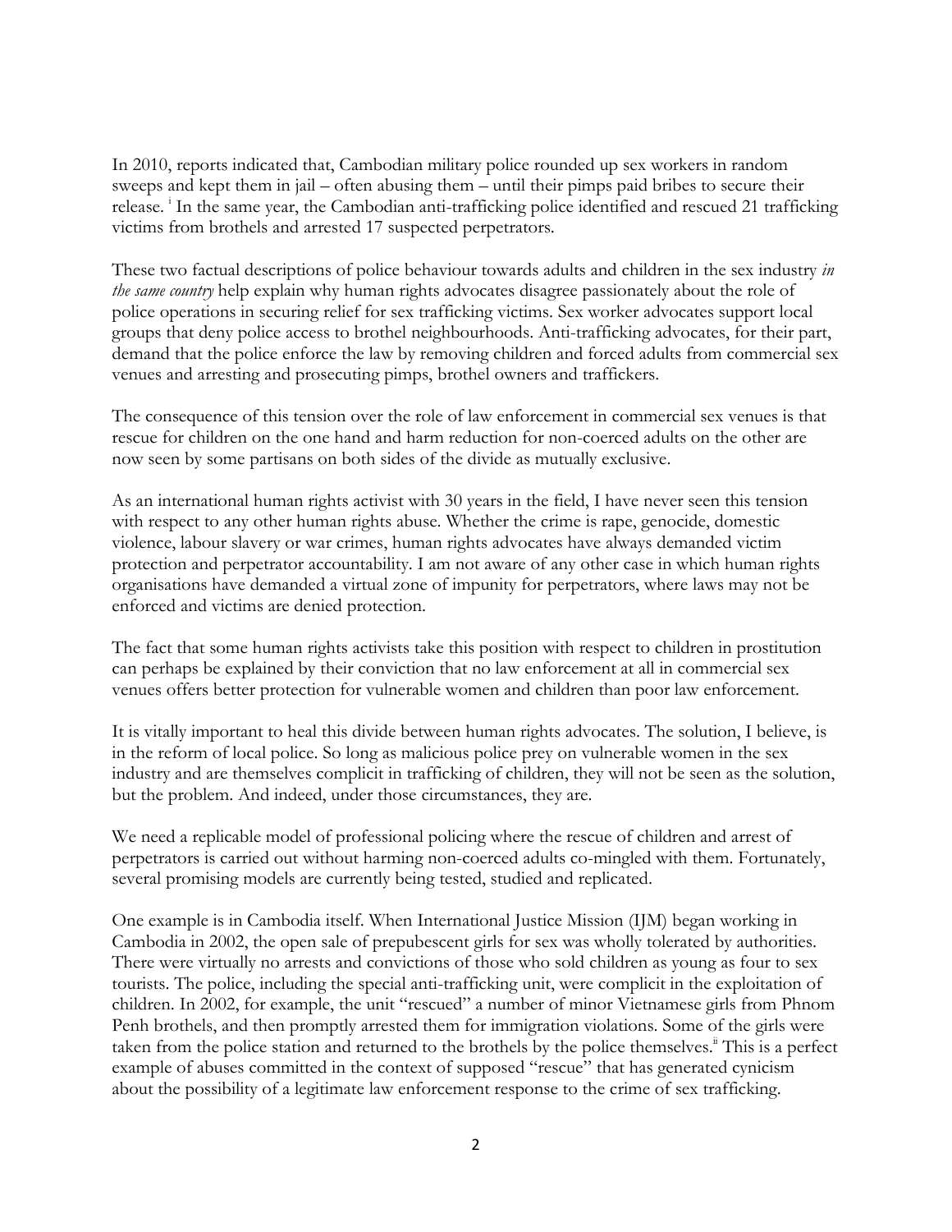In 2010, reports indicated that, Cambodian military police rounded up sex workers in random sweeps and kept them in jail – often abusing them – until their pimps paid bribes to secure their release. [i] In the same year, the Cambodian anti-trafficking police identified and rescued 21 trafficking victims from brothels and arrested 17 suspected perpetrators.

These two factual descriptions of police behaviour towards adults and children in the sex industry *in the same country* help explain why human rights advocates disagree passionately about the role of police operations in securing relief for sex trafficking victims. Sex worker advocates support local groups that deny police access to brothel neighbourhoods. Anti-trafficking advocates, for their part, demand that the police enforce the law by removing children and forced adults from commercial sex venues and arresting and prosecuting pimps, brothel owners and traffickers.

The consequence of this tension over the role of law enforcement in commercial sex venues is that rescue for children on the one hand and harm reduction for non-coerced adults on the other are now seen by some partisans on both sides of the divide as mutually exclusive.

As an international human rights activist with 30 years in the field, I have never seen this tension with respect to any other human rights abuse. Whether the crime is rape, genocide, domestic violence, labour slavery or war crimes, human rights advocates have always demanded victim protection and perpetrator accountability. I am not aware of any other case in which human rights organisations have demanded a virtual zone of impunity for perpetrators, where laws may not be enforced and victims are denied protection.

The fact that some human rights activists take this position with respect to children in prostitution can perhaps be explained by their conviction that no law enforcement at all in commercial sex venues offers better protection for vulnerable women and children than poor law enforcement.

It is vitally important to heal this divide between human rights advocates. The solution, I believe, is in the reform of local police. So long as malicious police prey on vulnerable women in the sex industry and are themselves complicit in trafficking of children, they will not be seen as the solution, but the problem. And indeed, under those circumstances, they are.

We need a replicable model of professional policing where the rescue of children and arrest of perpetrators is carried out without harming non-coerced adults co-mingled with them. Fortunately, several promising models are currently being tested, studied and replicated.

One example is in Cambodia itself. When International Justice Mission (IJM) began working in Cambodia in 2002, the open sale of prepubescent girls for sex was wholly tolerated by authorities. There were virtually no arrests and convictions of those who sold children as young as four to sex tourists. The police, including the special anti-trafficking unit, were complicit in the exploitation of children. In 2002, for example, the unit "rescued" a number of minor Vietnamese girls from Phnom Penh brothels, and then promptly arrested them for immigration violations. Some of the girls were taken from the police station and returned to the brothels by the police themselves.[ii] This is a perfect example of abuses committed in the context of supposed "rescue" that has generated cynicism about the possibility of a legitimate law enforcement response to the crime of sex trafficking.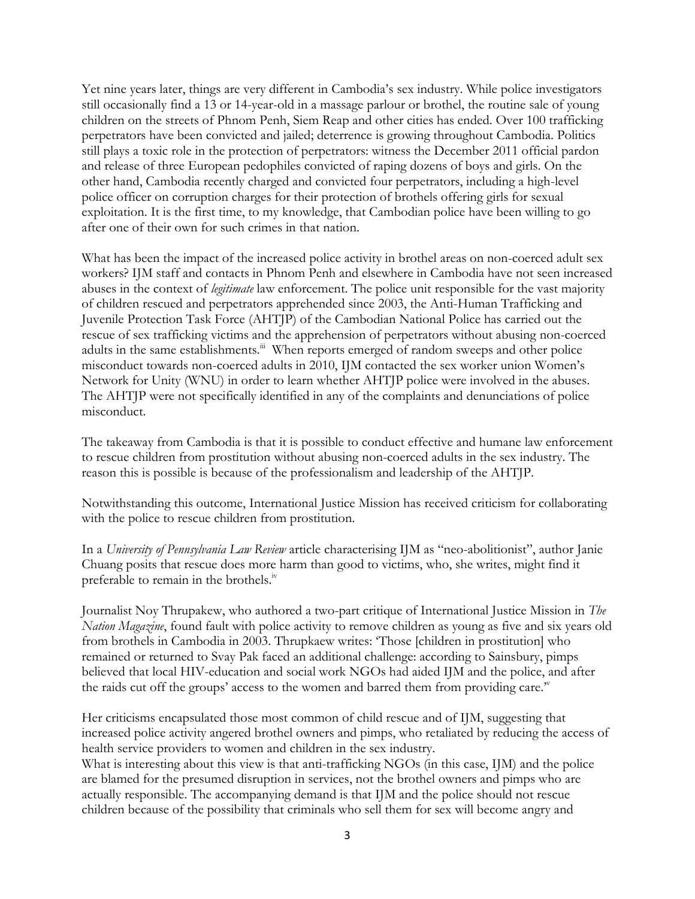Yet nine years later, things are very different in Cambodia's sex industry. While police investigators still occasionally find a 13 or 14-year-old in a massage parlour or brothel, the routine sale of young children on the streets of Phnom Penh, Siem Reap and other cities has ended. Over 100 trafficking perpetrators have been convicted and jailed; deterrence is growing throughout Cambodia. Politics still plays a toxic role in the protection of perpetrators: witness the December 2011 official pardon and release of three European pedophiles convicted of raping dozens of boys and girls. On the other hand, Cambodia recently charged and convicted four perpetrators, including a high-level police officer on corruption charges for their protection of brothels offering girls for sexual exploitation. It is the first time, to my knowledge, that Cambodian police have been willing to go after one of their own for such crimes in that nation.

What has been the impact of the increased police activity in brothel areas on non-coerced adult sex workers? IJM staff and contacts in Phnom Penh and elsewhere in Cambodia have not seen increased abuses in the context of *legitimate* law enforcement. The police unit responsible for the vast majority of children rescued and perpetrators apprehended since 2003, the Anti-Human Trafficking and Juvenile Protection Task Force (AHTJP) of the Cambodian National Police has carried out the rescue of sex trafficking victims and the apprehension of perpetrators without abusing non-coerced adults in the same establishments.[iii] When reports emerged of random sweeps and other police misconduct towards non-coerced adults in 2010, IJM contacted the sex worker union Women's Network for Unity (WNU) in order to learn whether AHTJP police were involved in the abuses. The AHTJP were not specifically identified in any of the complaints and denunciations of police misconduct.

The takeaway from Cambodia is that it is possible to conduct effective and humane law enforcement to rescue children from prostitution without abusing non-coerced adults in the sex industry. The reason this is possible is because of the professionalism and leadership of the AHTJP.

Notwithstanding this outcome, International Justice Mission has received criticism for collaborating with the police to rescue children from prostitution.

In a *University of Pennsylvania Law Review* article characterising IJM as "neo-abolitionist", author Janie Chuang posits that rescue does more harm than good to victims, who, she writes, might find it preferable to remain in the brothels.[iv]

Journalist Noy Thrupakew, who authored a two-part critique of International Justice Mission in *The Nation Magazine*, found fault with police activity to remove children as young as five and six years old from brothels in Cambodia in 2003. Thrupkaew writes: 'Those [children in prostitution] who remained or returned to Svay Pak faced an additional challenge: according to Sainsbury, pimps believed that local HIV-education and social work NGOs had aided IJM and the police, and after the raids cut off the groups' access to the women and barred them from providing care."[v]

Her criticisms encapsulated those most common of child rescue and of IJM, suggesting that increased police activity angered brothel owners and pimps, who retaliated by reducing the access of health service providers to women and children in the sex industry.
What is interesting about this view is that anti-trafficking NGOs (in this case, IJM) and the police are blamed for the presumed disruption in services, not the brothel owners and pimps who are actually responsible. The accompanying demand is that IJM and the police should not rescue children because of the possibility that criminals who sell them for sex will become angry and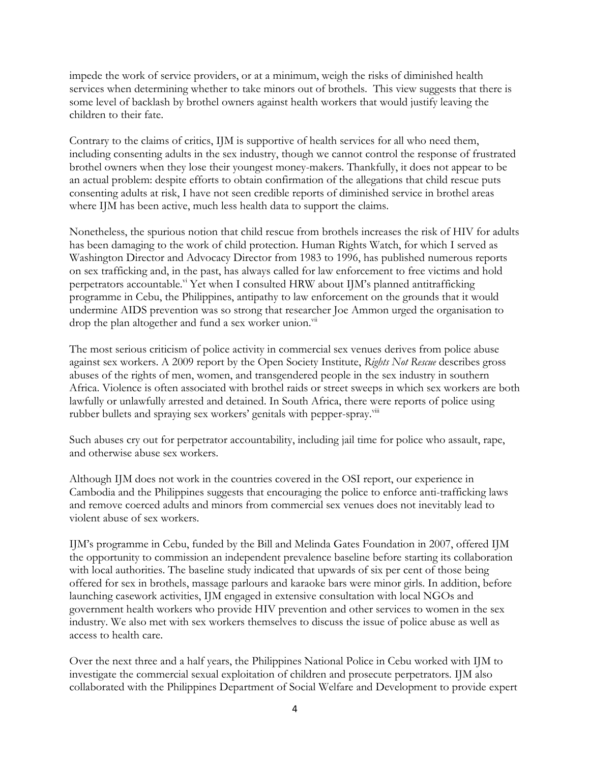impede the work of service providers, or at a minimum, weigh the risks of diminished health services when determining whether to take minors out of brothels. This view suggests that there is some level of backlash by brothel owners against health workers that would justify leaving the children to their fate.

Contrary to the claims of critics, IJM is supportive of health services for all who need them, including consenting adults in the sex industry, though we cannot control the response of frustrated brothel owners when they lose their youngest money-makers. Thankfully, it does not appear to be an actual problem: despite efforts to obtain confirmation of the allegations that child rescue puts consenting adults at risk, I have not seen credible reports of diminished service in brothel areas where IJM has been active, much less health data to support the claims.

Nonetheless, the spurious notion that child rescue from brothels increases the risk of HIV for adults has been damaging to the work of child protection. Human Rights Watch, for which I served as Washington Director and Advocacy Director from 1983 to 1996, has published numerous reports on sex trafficking and, in the past, has always called for law enforcement to free victims and hold perpetrators accountable.[vi] Yet when I consulted HRW about IJM's planned antitrafficking programme in Cebu, the Philippines, antipathy to law enforcement on the grounds that it would undermine AIDS prevention was so strong that researcher Joe Ammon urged the organisation to drop the plan altogether and fund a sex worker union.[vii]

The most serious criticism of police activity in commercial sex venues derives from police abuse against sex workers. A 2009 report by the Open Society Institute, *Rights Not Rescue* describes gross abuses of the rights of men, women, and transgendered people in the sex industry in southern Africa. Violence is often associated with brothel raids or street sweeps in which sex workers are both lawfully or unlawfully arrested and detained. In South Africa, there were reports of police using rubber bullets and spraying sex workers' genitals with pepper-spray.[viii]

Such abuses cry out for perpetrator accountability, including jail time for police who assault, rape, and otherwise abuse sex workers.

Although IJM does not work in the countries covered in the OSI report, our experience in Cambodia and the Philippines suggests that encouraging the police to enforce anti-trafficking laws and remove coerced adults and minors from commercial sex venues does not inevitably lead to violent abuse of sex workers.

IJM's programme in Cebu, funded by the Bill and Melinda Gates Foundation in 2007, offered IJM the opportunity to commission an independent prevalence baseline before starting its collaboration with local authorities. The baseline study indicated that upwards of six per cent of those being offered for sex in brothels, massage parlours and karaoke bars were minor girls. In addition, before launching casework activities, IJM engaged in extensive consultation with local NGOs and government health workers who provide HIV prevention and other services to women in the sex industry. We also met with sex workers themselves to discuss the issue of police abuse as well as access to health care.

Over the next three and a half years, the Philippines National Police in Cebu worked with IJM to investigate the commercial sexual exploitation of children and prosecute perpetrators. IJM also collaborated with the Philippines Department of Social Welfare and Development to provide expert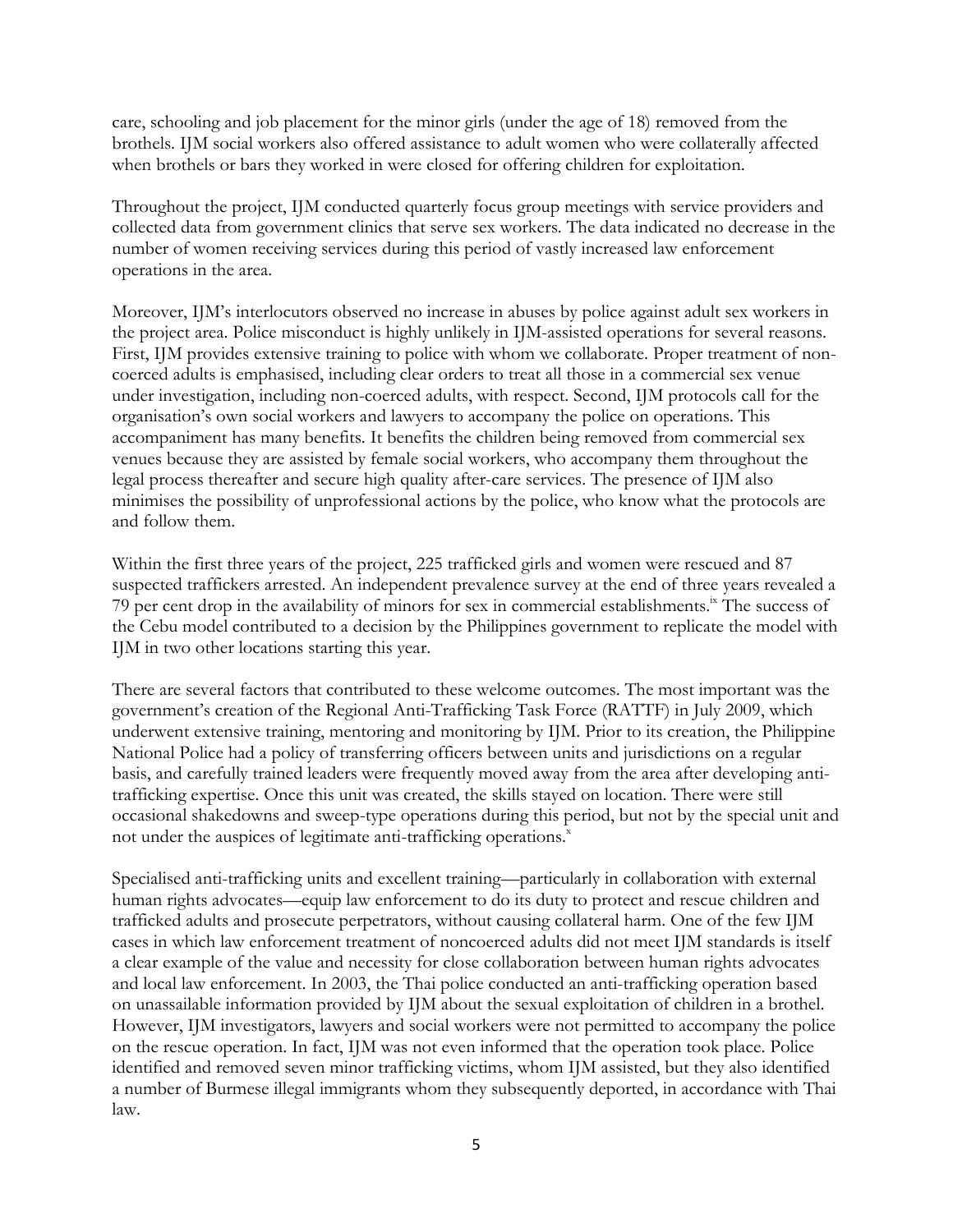care, schooling and job placement for the minor girls (under the age of 18) removed from the brothels. IJM social workers also offered assistance to adult women who were collaterally affected when brothels or bars they worked in were closed for offering children for exploitation.

Throughout the project, IJM conducted quarterly focus group meetings with service providers and collected data from government clinics that serve sex workers. The data indicated no decrease in the number of women receiving services during this period of vastly increased law enforcement operations in the area.

Moreover, IJM's interlocutors observed no increase in abuses by police against adult sex workers in the project area. Police misconduct is highly unlikely in IJM-assisted operations for several reasons. First, IJM provides extensive training to police with whom we collaborate. Proper treatment of non-coerced adults is emphasised, including clear orders to treat all those in a commercial sex venue under investigation, including non-coerced adults, with respect. Second, IJM protocols call for the organisation's own social workers and lawyers to accompany the police on operations. This accompaniment has many benefits. It benefits the children being removed from commercial sex venues because they are assisted by female social workers, who accompany them throughout the legal process thereafter and secure high quality after-care services. The presence of IJM also minimises the possibility of unprofessional actions by the police, who know what the protocols are and follow them.

Within the first three years of the project, 225 trafficked girls and women were rescued and 87 suspected traffickers arrested. An independent prevalence survey at the end of three years revealed a 79 per cent drop in the availability of minors for sex in commercial establishments.[ix] The success of the Cebu model contributed to a decision by the Philippines government to replicate the model with IJM in two other locations starting this year.

There are several factors that contributed to these welcome outcomes. The most important was the government's creation of the Regional Anti-Trafficking Task Force (RATTF) in July 2009, which underwent extensive training, mentoring and monitoring by IJM. Prior to its creation, the Philippine National Police had a policy of transferring officers between units and jurisdictions on a regular basis, and carefully trained leaders were frequently moved away from the area after developing anti-trafficking expertise. Once this unit was created, the skills stayed on location. There were still occasional shakedowns and sweep-type operations during this period, but not by the special unit and not under the auspices of legitimate anti-trafficking operations.[x]

Specialised anti-trafficking units and excellent training—particularly in collaboration with external human rights advocates—equip law enforcement to do its duty to protect and rescue children and trafficked adults and prosecute perpetrators, without causing collateral harm. One of the few IJM cases in which law enforcement treatment of noncoerced adults did not meet IJM standards is itself a clear example of the value and necessity for close collaboration between human rights advocates and local law enforcement. In 2003, the Thai police conducted an anti-trafficking operation based on unassailable information provided by IJM about the sexual exploitation of children in a brothel. However, IJM investigators, lawyers and social workers were not permitted to accompany the police on the rescue operation. In fact, IJM was not even informed that the operation took place. Police identified and removed seven minor trafficking victims, whom IJM assisted, but they also identified a number of Burmese illegal immigrants whom they subsequently deported, in accordance with Thai law.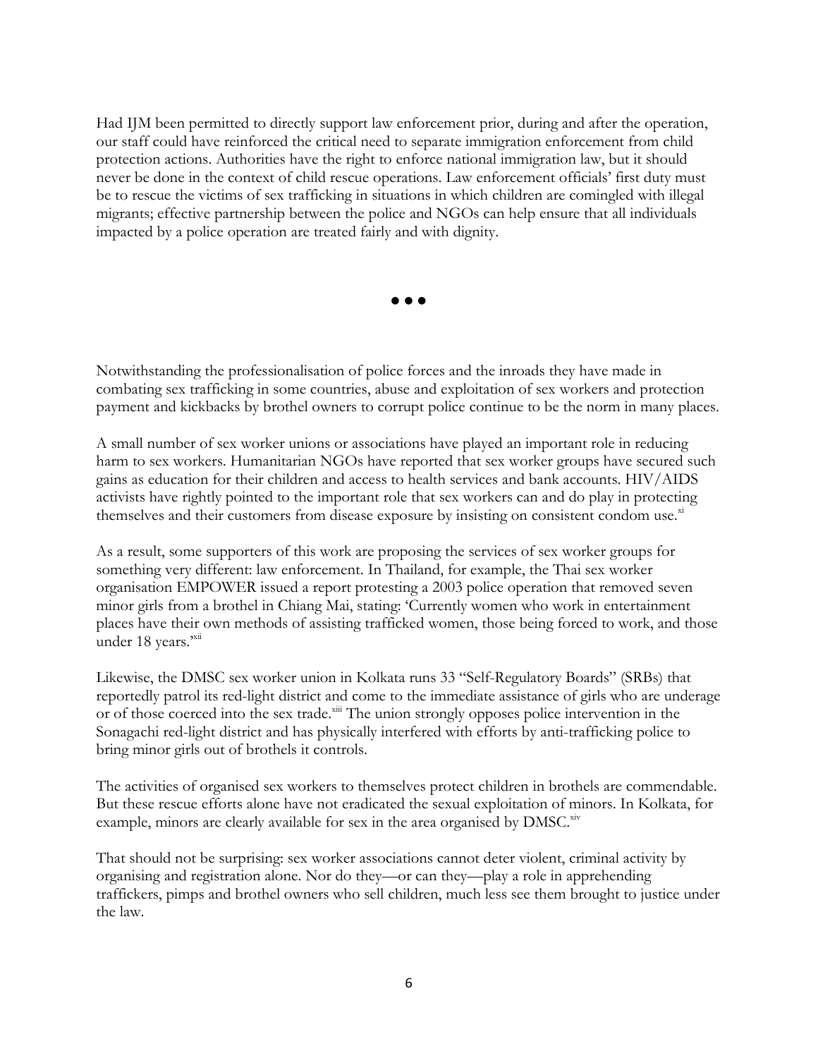Had IJM been permitted to directly support law enforcement prior, during and after the operation, our staff could have reinforced the critical need to separate immigration enforcement from child protection actions. Authorities have the right to enforce national immigration law, but it should never be done in the context of child rescue operations. Law enforcement officials' first duty must be to rescue the victims of sex trafficking in situations in which children are comingled with illegal migrants; effective partnership between the police and NGOs can help ensure that all individuals impacted by a police operation are treated fairly and with dignity.

• • •

Notwithstanding the professionalisation of police forces and the inroads they have made in combating sex trafficking in some countries, abuse and exploitation of sex workers and protection payment and kickbacks by brothel owners to corrupt police continue to be the norm in many places.

A small number of sex worker unions or associations have played an important role in reducing harm to sex workers. Humanitarian NGOs have reported that sex worker groups have secured such gains as education for their children and access to health services and bank accounts. HIV/AIDS activists have rightly pointed to the important role that sex workers can and do play in protecting themselves and their customers from disease exposure by insisting on consistent condom use.[xi]

As a result, some supporters of this work are proposing the services of sex worker groups for something very different: law enforcement. In Thailand, for example, the Thai sex worker organisation EMPOWER issued a report protesting a 2003 police operation that removed seven minor girls from a brothel in Chiang Mai, stating: 'Currently women who work in entertainment places have their own methods of assisting trafficked women, those being forced to work, and those under 18 years.'[xii]

Likewise, the DMSC sex worker union in Kolkata runs 33 "Self-Regulatory Boards" (SRBs) that reportedly patrol its red-light district and come to the immediate assistance of girls who are underage or of those coerced into the sex trade.[xiii] The union strongly opposes police intervention in the Sonagachi red-light district and has physically interfered with efforts by anti-trafficking police to bring minor girls out of brothels it controls.

The activities of organised sex workers to themselves protect children in brothels are commendable. But these rescue efforts alone have not eradicated the sexual exploitation of minors. In Kolkata, for example, minors are clearly available for sex in the area organised by DMSC.[xiv]

That should not be surprising: sex worker associations cannot deter violent, criminal activity by organising and registration alone. Nor do they—or can they—play a role in apprehending traffickers, pimps and brothel owners who sell children, much less see them brought to justice under the law.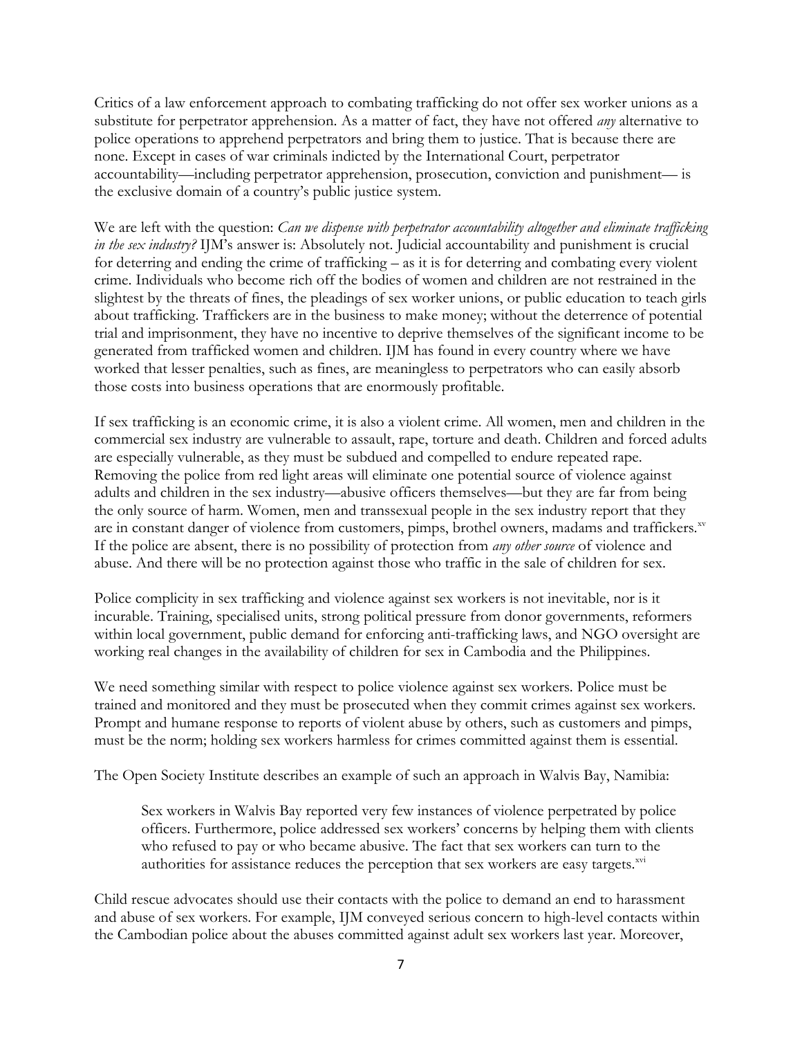Critics of a law enforcement approach to combating trafficking do not offer sex worker unions as a substitute for perpetrator apprehension. As a matter of fact, they have not offered *any* alternative to police operations to apprehend perpetrators and bring them to justice. That is because there are none. Except in cases of war criminals indicted by the International Court, perpetrator accountability—including perpetrator apprehension, prosecution, conviction and punishment— is the exclusive domain of a country's public justice system.

We are left with the question: *Can we dispense with perpetrator accountability altogether and eliminate trafficking in the sex industry?* IJM's answer is: Absolutely not. Judicial accountability and punishment is crucial for deterring and ending the crime of trafficking – as it is for deterring and combating every violent crime. Individuals who become rich off the bodies of women and children are not restrained in the slightest by the threats of fines, the pleadings of sex worker unions, or public education to teach girls about trafficking. Traffickers are in the business to make money; without the deterrence of potential trial and imprisonment, they have no incentive to deprive themselves of the significant income to be generated from trafficked women and children. IJM has found in every country where we have worked that lesser penalties, such as fines, are meaningless to perpetrators who can easily absorb those costs into business operations that are enormously profitable.

If sex trafficking is an economic crime, it is also a violent crime. All women, men and children in the commercial sex industry are vulnerable to assault, rape, torture and death. Children and forced adults are especially vulnerable, as they must be subdued and compelled to endure repeated rape. Removing the police from red light areas will eliminate one potential source of violence against adults and children in the sex industry—abusive officers themselves—but they are far from being the only source of harm. Women, men and transsexual people in the sex industry report that they are in constant danger of violence from customers, pimps, brothel owners, madams and traffickers.[xv] If the police are absent, there is no possibility of protection from *any other source* of violence and abuse. And there will be no protection against those who traffic in the sale of children for sex.

Police complicity in sex trafficking and violence against sex workers is not inevitable, nor is it incurable. Training, specialised units, strong political pressure from donor governments, reformers within local government, public demand for enforcing anti-trafficking laws, and NGO oversight are working real changes in the availability of children for sex in Cambodia and the Philippines.

We need something similar with respect to police violence against sex workers. Police must be trained and monitored and they must be prosecuted when they commit crimes against sex workers. Prompt and humane response to reports of violent abuse by others, such as customers and pimps, must be the norm; holding sex workers harmless for crimes committed against them is essential.

The Open Society Institute describes an example of such an approach in Walvis Bay, Namibia:

> Sex workers in Walvis Bay reported very few instances of violence perpetrated by police officers. Furthermore, police addressed sex workers' concerns by helping them with clients who refused to pay or who became abusive. The fact that sex workers can turn to the authorities for assistance reduces the perception that sex workers are easy targets.[xvi]

Child rescue advocates should use their contacts with the police to demand an end to harassment and abuse of sex workers. For example, IJM conveyed serious concern to high-level contacts within the Cambodian police about the abuses committed against adult sex workers last year. Moreover,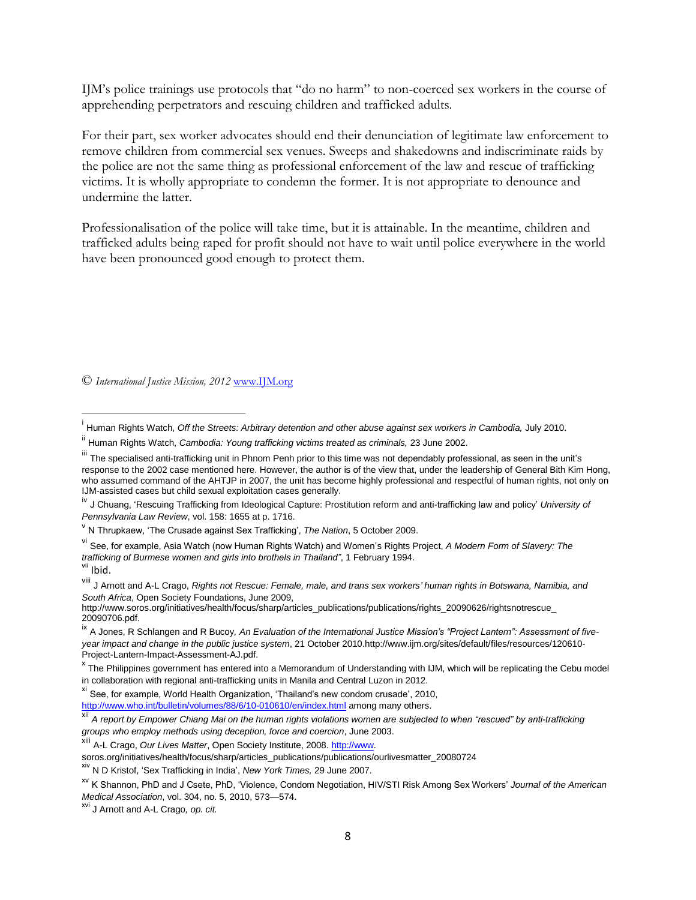IJM's police trainings use protocols that "do no harm" to non-coerced sex workers in the course of apprehending perpetrators and rescuing children and trafficked adults.

For their part, sex worker advocates should end their denunciation of legitimate law enforcement to remove children from commercial sex venues. Sweeps and shakedowns and indiscriminate raids by the police are not the same thing as professional enforcement of the law and rescue of trafficking victims. It is wholly appropriate to condemn the former. It is not appropriate to denounce and undermine the latter.

Professionalisation of the police will take time, but it is attainable. In the meantime, children and trafficked adults being raped for profit should not have to wait until police everywhere in the world have been pronounced good enough to protect them.

© *International Justice Mission, 2012* www.IJM.org

---

[i] Human Rights Watch, *Off the Streets: Arbitrary detention and other abuse against sex workers in Cambodia,* July 2010.

[ii] Human Rights Watch, *Cambodia: Young trafficking victims treated as criminals,* 23 June 2002.

[iii] The specialised anti-trafficking unit in Phnom Penh prior to this time was not dependably professional, as seen in the unit's response to the 2002 case mentioned here. However, the author is of the view that, under the leadership of General Bith Kim Hong, who assumed command of the AHTJP in 2007, the unit has become highly professional and respectful of human rights, not only on IJM-assisted cases but child sexual exploitation cases generally.

[iv] J Chuang, 'Rescuing Trafficking from Ideological Capture: Prostitution reform and anti-trafficking law and policy' *University of Pennsylvania Law Review*, vol. 158: 1655 at p. 1716.

[v] N Thrupkaew, 'The Crusade against Sex Trafficking', *The Nation*, 5 October 2009.

[vi] See, for example, Asia Watch (now Human Rights Watch) and Women's Rights Project, *A Modern Form of Slavery: The trafficking of Burmese women and girls into brothels in Thailand"*, 1 February 1994.

[vii] Ibid.

[viii] J Arnott and A-L Crago, *Rights not Rescue: Female, male, and trans sex workers' human rights in Botswana, Namibia, and South Africa*, Open Society Foundations, June 2009, http://www.soros.org/initiatives/health/focus/sharp/articles_publications/publications/rights_20090626/rightsnotrescue_20090706.pdf.

[ix] A Jones, R Schlangen and R Bucoy*, An Evaluation of the International Justice Mission's "Project Lantern": Assessment of five-year impact and change in the public justice system*, 21 October 2010.http://www.ijm.org/sites/default/files/resources/120610-Project-Lantern-Impact-Assessment-AJ.pdf.

[x] The Philippines government has entered into a Memorandum of Understanding with IJM, which will be replicating the Cebu model in collaboration with regional anti-trafficking units in Manila and Central Luzon in 2012.

[xi] See, for example, World Health Organization, 'Thailand's new condom crusade', 2010, http://www.who.int/bulletin/volumes/88/6/10-010610/en/index.html among many others.

[xii] *A report by Empower Chiang Mai on the human rights violations women are subjected to when "rescued" by anti-trafficking groups who employ methods using deception, force and coercion*, June 2003.

[xiii] A-L Crago, *Our Lives Matter*, Open Society Institute, 2008. http://www.soros.org/initiatives/health/focus/sharp/articles_publications/publications/ourlivesmatter_20080724

[xiv] N D Kristof, 'Sex Trafficking in India', *New York Times,* 29 June 2007.

[xv] K Shannon, PhD and J Csete, PhD, 'Violence, Condom Negotiation, HIV/STI Risk Among Sex Workers' *Journal of the American Medical Association*, vol. 304, no. 5, 2010, 573—574.

[xvi] J Arnott and A-L Crago*, op. cit.*